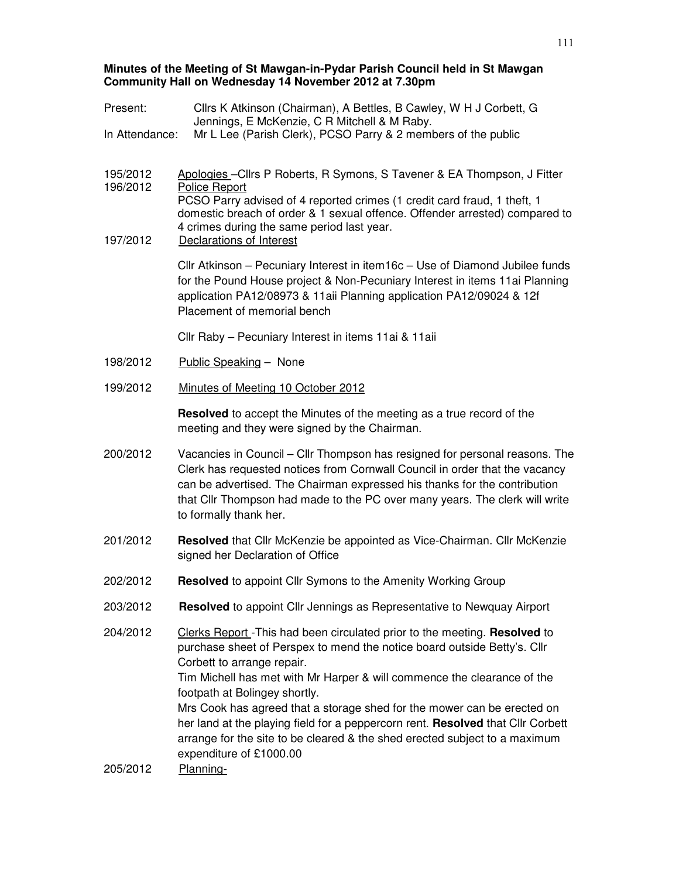**Minutes of the Meeting of St Mawgan-in-Pydar Parish Council held in St Mawgan Community Hall on Wednesday 14 November 2012 at 7.30pm**

Present: Cllrs K Atkinson (Chairman), A Bettles, B Cawley, W H J Corbett, G Jennings, E McKenzie, C R Mitchell & M Raby.

In Attendance: Mr L Lee (Parish Clerk), PCSO Parry & 2 members of the public

195/2012 Apologies –Cllrs P Roberts, R Symons, S Tavener & EA Thompson, J Fitter

196/2012 Police Report
PCSO Parry advised of 4 reported crimes (1 credit card fraud, 1 theft, 1 domestic breach of order & 1 sexual offence. Offender arrested) compared to 4 crimes during the same period last year.

197/2012 Declarations of Interest

Cllr Atkinson – Pecuniary Interest in item16c – Use of Diamond Jubilee funds for the Pound House project & Non-Pecuniary Interest in items 11ai Planning application PA12/08973 & 11aii Planning application PA12/09024 & 12f Placement of memorial bench

Cllr Raby – Pecuniary Interest in items 11ai & 11aii

198/2012 Public Speaking – None

199/2012 Minutes of Meeting 10 October 2012

**Resolved** to accept the Minutes of the meeting as a true record of the meeting and they were signed by the Chairman.

200/2012 Vacancies in Council – Cllr Thompson has resigned for personal reasons. The Clerk has requested notices from Cornwall Council in order that the vacancy can be advertised. The Chairman expressed his thanks for the contribution that Cllr Thompson had made to the PC over many years. The clerk will write to formally thank her.

201/2012 **Resolved** that Cllr McKenzie be appointed as Vice-Chairman. Cllr McKenzie signed her Declaration of Office

202/2012 **Resolved** to appoint Cllr Symons to the Amenity Working Group

203/2012 **Resolved** to appoint Cllr Jennings as Representative to Newquay Airport

204/2012 Clerks Report -This had been circulated prior to the meeting. **Resolved** to purchase sheet of Perspex to mend the notice board outside Betty's. Cllr Corbett to arrange repair.
Tim Michell has met with Mr Harper & will commence the clearance of the footpath at Bolingey shortly.
Mrs Cook has agreed that a storage shed for the mower can be erected on her land at the playing field for a peppercorn rent. **Resolved** that Cllr Corbett arrange for the site to be cleared & the shed erected subject to a maximum expenditure of £1000.00

205/2012 Planning-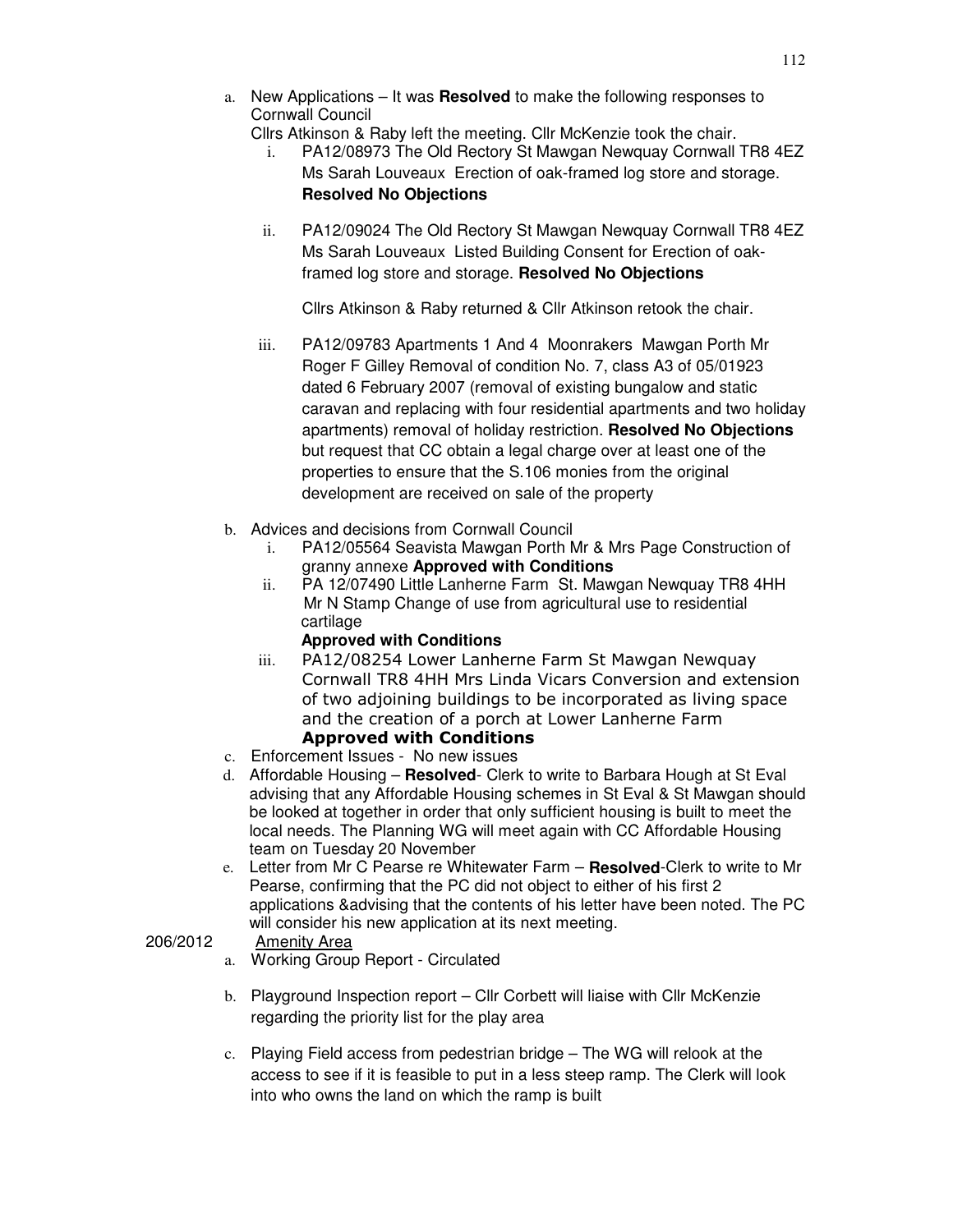a. New Applications – It was **Resolved** to make the following responses to Cornwall Council

   Cllrs Atkinson & Raby left the meeting. Cllr McKenzie took the chair.

   i. PA12/08973 The Old Rectory St Mawgan Newquay Cornwall TR8 4EZ Ms Sarah Louveaux Erection of oak-framed log store and storage. **Resolved No Objections**

   ii. PA12/09024 The Old Rectory St Mawgan Newquay Cornwall TR8 4EZ Ms Sarah Louveaux Listed Building Consent for Erection of oak-framed log store and storage. **Resolved No Objections**

   Cllrs Atkinson & Raby returned & Cllr Atkinson retook the chair.

   iii. PA12/09783 Apartments 1 And 4 Moonrakers Mawgan Porth Mr Roger F Gilley Removal of condition No. 7, class A3 of 05/01923 dated 6 February 2007 (removal of existing bungalow and static caravan and replacing with four residential apartments and two holiday apartments) removal of holiday restriction. **Resolved No Objections** but request that CC obtain a legal charge over at least one of the properties to ensure that the S.106 monies from the original development are received on sale of the property

b. Advices and decisions from Cornwall Council

   i. PA12/05564 Seavista Mawgan Porth Mr & Mrs Page Construction of granny annexe **Approved with Conditions**

   ii. PA 12/07490 Little Lanherne Farm St. Mawgan Newquay TR8 4HH Mr N Stamp Change of use from agricultural use to residential cartilage
   **Approved with Conditions**

   iii. PA12/08254 Lower Lanherne Farm St Mawgan Newquay Cornwall TR8 4HH Mrs Linda Vicars Conversion and extension of two adjoining buildings to be incorporated as living space and the creation of a porch at Lower Lanherne Farm
   **Approved with Conditions**

c. Enforcement Issues - No new issues

d. Affordable Housing – **Resolved**- Clerk to write to Barbara Hough at St Eval advising that any Affordable Housing schemes in St Eval & St Mawgan should be looked at together in order that only sufficient housing is built to meet the local needs. The Planning WG will meet again with CC Affordable Housing team on Tuesday 20 November

e. Letter from Mr C Pearse re Whitewater Farm – **Resolved**-Clerk to write to Mr Pearse, confirming that the PC did not object to either of his first 2 applications &advising that the contents of his letter have been noted. The PC will consider his new application at its next meeting.

206/2012 Amenity Area

a. Working Group Report - Circulated

b. Playground Inspection report – Cllr Corbett will liaise with Cllr McKenzie regarding the priority list for the play area

c. Playing Field access from pedestrian bridge – The WG will relook at the access to see if it is feasible to put in a less steep ramp. The Clerk will look into who owns the land on which the ramp is built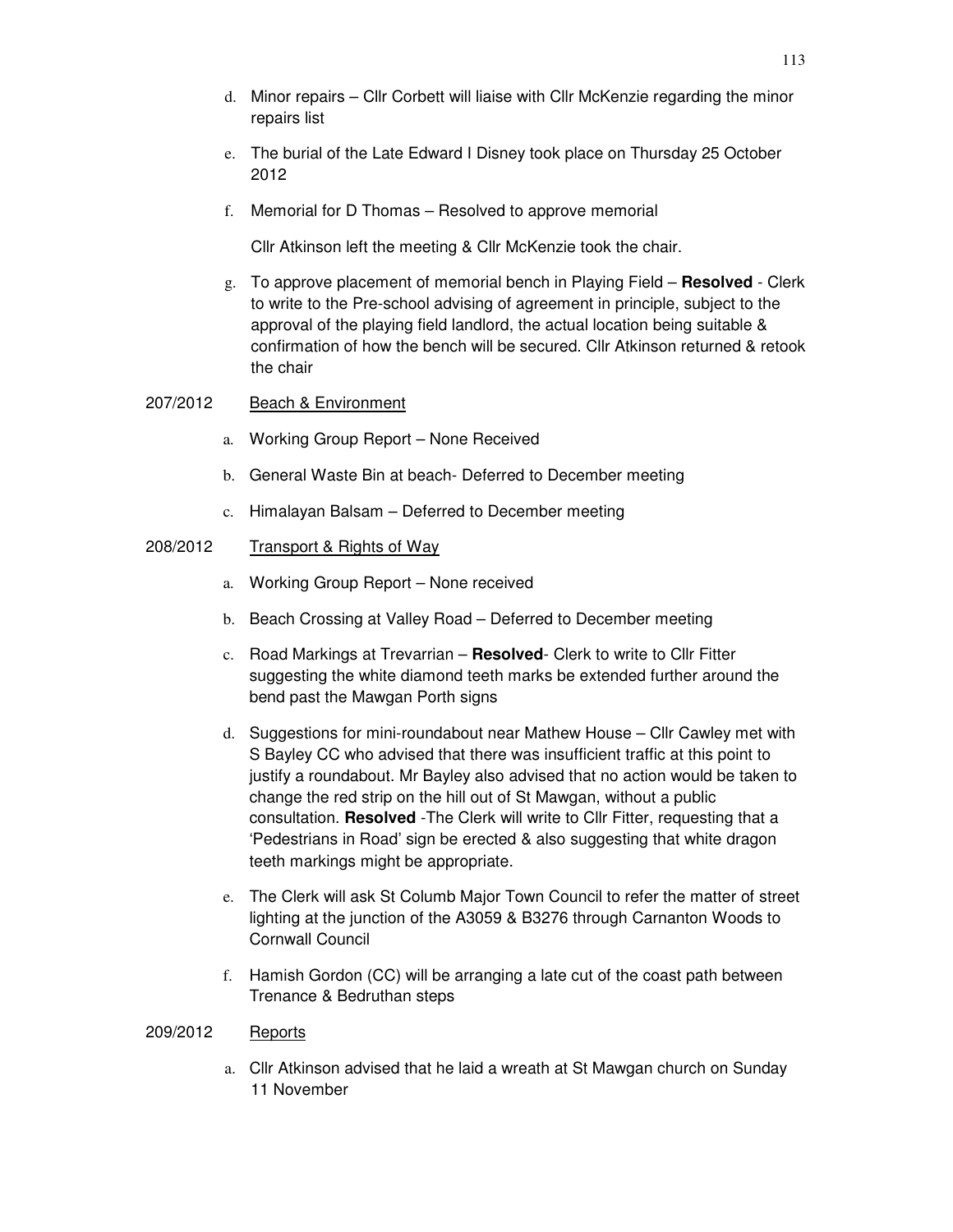d. Minor repairs – Cllr Corbett will liaise with Cllr McKenzie regarding the minor repairs list

e. The burial of the Late Edward I Disney took place on Thursday 25 October 2012

f. Memorial for D Thomas – Resolved to approve memorial

   Cllr Atkinson left the meeting & Cllr McKenzie took the chair.

g. To approve placement of memorial bench in Playing Field – **Resolved** - Clerk to write to the Pre-school advising of agreement in principle, subject to the approval of the playing field landlord, the actual location being suitable & confirmation of how the bench will be secured. Cllr Atkinson returned & retook the chair

207/2012 Beach & Environment

a. Working Group Report – None Received

b. General Waste Bin at beach- Deferred to December meeting

c. Himalayan Balsam – Deferred to December meeting

208/2012 Transport & Rights of Way

a. Working Group Report – None received

b. Beach Crossing at Valley Road – Deferred to December meeting

c. Road Markings at Trevarrian – **Resolved**- Clerk to write to Cllr Fitter suggesting the white diamond teeth marks be extended further around the bend past the Mawgan Porth signs

d. Suggestions for mini-roundabout near Mathew House – Cllr Cawley met with S Bayley CC who advised that there was insufficient traffic at this point to justify a roundabout. Mr Bayley also advised that no action would be taken to change the red strip on the hill out of St Mawgan, without a public consultation. **Resolved** -The Clerk will write to Cllr Fitter, requesting that a 'Pedestrians in Road' sign be erected & also suggesting that white dragon teeth markings might be appropriate.

e. The Clerk will ask St Columb Major Town Council to refer the matter of street lighting at the junction of the A3059 & B3276 through Carnanton Woods to Cornwall Council

f. Hamish Gordon (CC) will be arranging a late cut of the coast path between Trenance & Bedruthan steps

209/2012 Reports

a. Cllr Atkinson advised that he laid a wreath at St Mawgan church on Sunday 11 November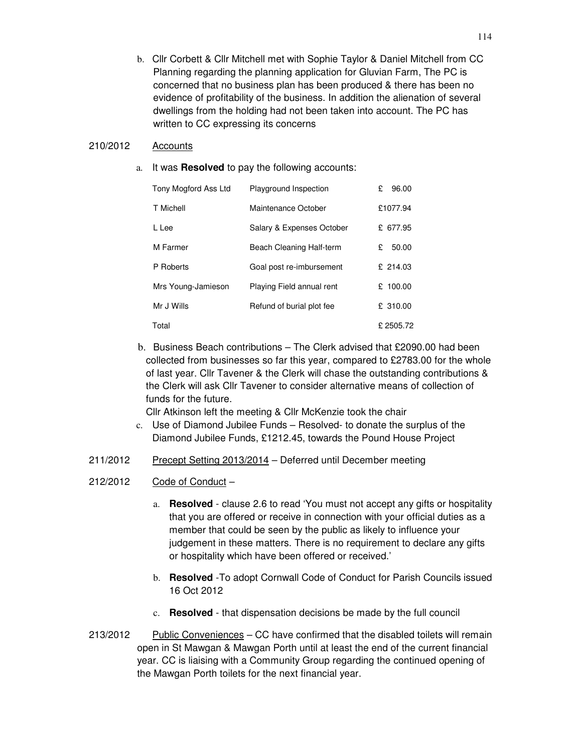b. Cllr Corbett & Cllr Mitchell met with Sophie Taylor & Daniel Mitchell from CC Planning regarding the planning application for Gluvian Farm, The PC is concerned that no business plan has been produced & there has been no evidence of profitability of the business. In addition the alienation of several dwellings from the holding had not been taken into account. The PC has written to CC expressing its concerns

210/2012 Accounts

a. It was **Resolved** to pay the following accounts:

| | | |
|---|---|---|
| Tony Mogford Ass Ltd | Playground Inspection | £ 96.00 |
| T Michell | Maintenance October | £1077.94 |
| L Lee | Salary & Expenses October | £ 677.95 |
| M Farmer | Beach Cleaning Half-term | £ 50.00 |
| P Roberts | Goal post re-imbursement | £ 214.03 |
| Mrs Young-Jamieson | Playing Field annual rent | £ 100.00 |
| Mr J Wills | Refund of burial plot fee | £ 310.00 |
| Total | | £ 2505.72 |

b. Business Beach contributions – The Clerk advised that £2090.00 had been collected from businesses so far this year, compared to £2783.00 for the whole of last year. Cllr Tavener & the Clerk will chase the outstanding contributions & the Clerk will ask Cllr Tavener to consider alternative means of collection of funds for the future.
Cllr Atkinson left the meeting & Cllr McKenzie took the chair

c. Use of Diamond Jubilee Funds – Resolved- to donate the surplus of the Diamond Jubilee Funds, £1212.45, towards the Pound House Project

211/2012 Precept Setting 2013/2014 – Deferred until December meeting

212/2012 Code of Conduct –

a. **Resolved** - clause 2.6 to read 'You must not accept any gifts or hospitality that you are offered or receive in connection with your official duties as a member that could be seen by the public as likely to influence your judgement in these matters. There is no requirement to declare any gifts or hospitality which have been offered or received.'

b. **Resolved** -To adopt Cornwall Code of Conduct for Parish Councils issued 16 Oct 2012

c. **Resolved** - that dispensation decisions be made by the full council

213/2012 Public Conveniences – CC have confirmed that the disabled toilets will remain open in St Mawgan & Mawgan Porth until at least the end of the current financial year. CC is liaising with a Community Group regarding the continued opening of the Mawgan Porth toilets for the next financial year.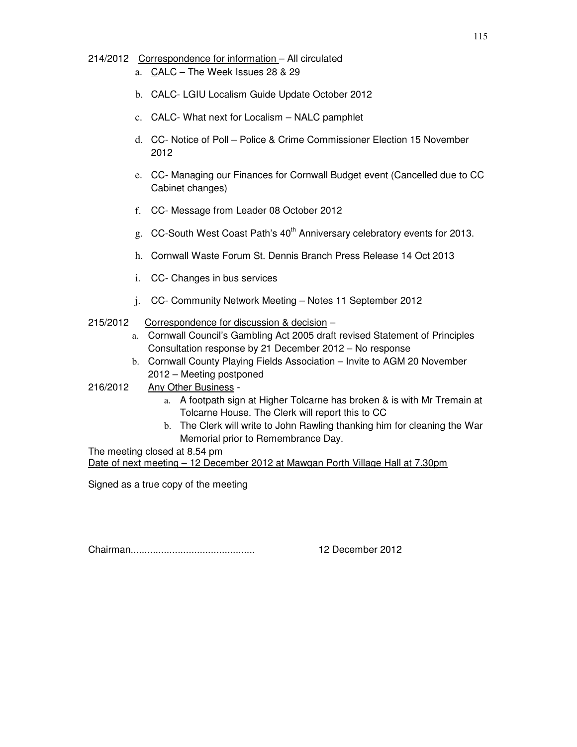214/2012 Correspondence for information – All circulated

a. CALC – The Week Issues 28 & 29
b. CALC- LGIU Localism Guide Update October 2012
c. CALC- What next for Localism – NALC pamphlet
d. CC- Notice of Poll – Police & Crime Commissioner Election 15 November 2012
e. CC- Managing our Finances for Cornwall Budget event (Cancelled due to CC Cabinet changes)
f. CC- Message from Leader 08 October 2012
g. CC-South West Coast Path's 40th Anniversary celebratory events for 2013.
h. Cornwall Waste Forum St. Dennis Branch Press Release 14 Oct 2013
i. CC- Changes in bus services
j. CC- Community Network Meeting – Notes 11 September 2012

215/2012 Correspondence for discussion & decision –

a. Cornwall Council's Gambling Act 2005 draft revised Statement of Principles Consultation response by 21 December 2012 – No response
b. Cornwall County Playing Fields Association – Invite to AGM 20 November 2012 – Meeting postponed

216/2012 Any Other Business -

a. A footpath sign at Higher Tolcarne has broken & is with Mr Tremain at Tolcarne House. The Clerk will report this to CC
b. The Clerk will write to John Rawling thanking him for cleaning the War Memorial prior to Remembrance Day.

The meeting closed at 8.54 pm

Date of next meeting – 12 December 2012 at Mawgan Porth Village Hall at 7.30pm

Signed as a true copy of the meeting

Chairman............................................ 12 December 2012